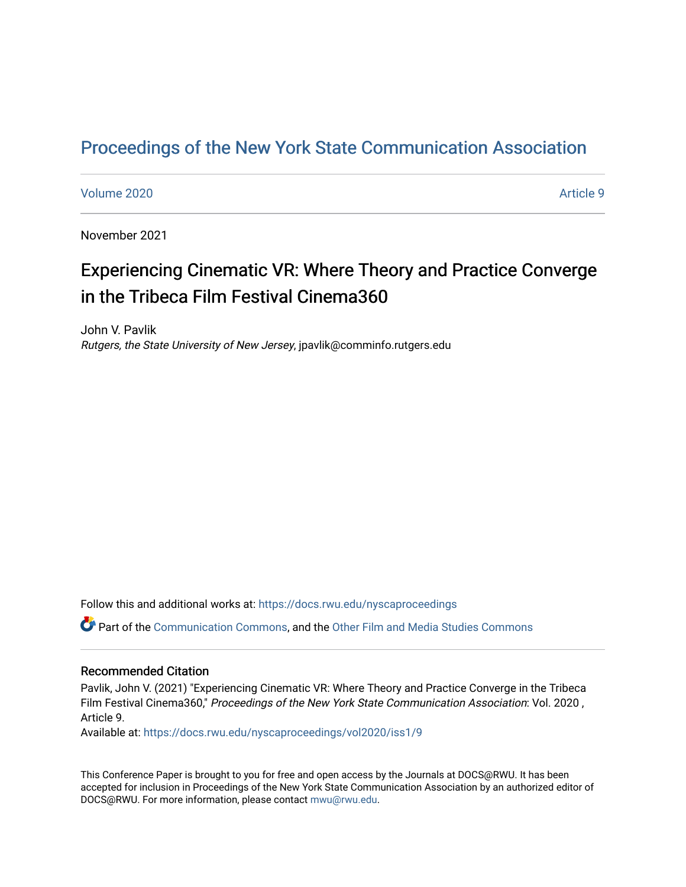# Proceedings of the New York State Communication Association

Volume 2020 Article 9

November 2021

## Experiencing Cinematic VR: Where Theory and Practice Converge in the Tribeca Film Festival Cinema360

John V. Pavlik
*Rutgers, the State University of New Jersey*, jpavlik@comminfo.rutgers.edu

Follow this and additional works at: https://docs.rwu.edu/nyscaproceedings

Part of the Communication Commons, and the Other Film and Media Studies Commons

### Recommended Citation

Pavlik, John V. (2021) "Experiencing Cinematic VR: Where Theory and Practice Converge in the Tribeca Film Festival Cinema360," *Proceedings of the New York State Communication Association*: Vol. 2020 , Article 9.
Available at: https://docs.rwu.edu/nyscaproceedings/vol2020/iss1/9

This Conference Paper is brought to you for free and open access by the Journals at DOCS@RWU. It has been accepted for inclusion in Proceedings of the New York State Communication Association by an authorized editor of DOCS@RWU. For more information, please contact mwu@rwu.edu.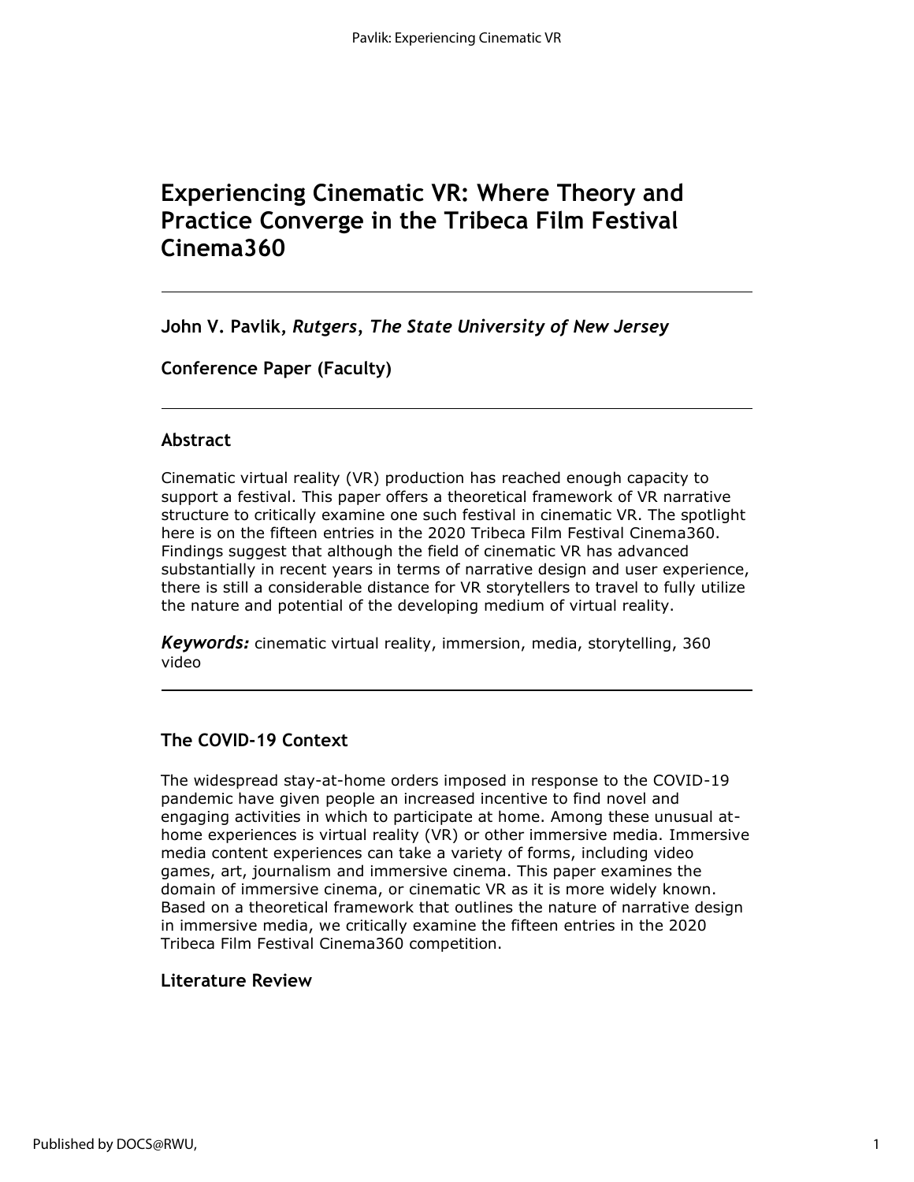# Experiencing Cinematic VR: Where Theory and Practice Converge in the Tribeca Film Festival Cinema360

**John V. Pavlik,** ***Rutgers, The State University of New Jersey***

**Conference Paper (Faculty)**

## Abstract

Cinematic virtual reality (VR) production has reached enough capacity to support a festival. This paper offers a theoretical framework of VR narrative structure to critically examine one such festival in cinematic VR. The spotlight here is on the fifteen entries in the 2020 Tribeca Film Festival Cinema360. Findings suggest that although the field of cinematic VR has advanced substantially in recent years in terms of narrative design and user experience, there is still a considerable distance for VR storytellers to travel to fully utilize the nature and potential of the developing medium of virtual reality.

***Keywords:*** cinematic virtual reality, immersion, media, storytelling, 360 video

## The COVID-19 Context

The widespread stay-at-home orders imposed in response to the COVID-19 pandemic have given people an increased incentive to find novel and engaging activities in which to participate at home. Among these unusual at-home experiences is virtual reality (VR) or other immersive media. Immersive media content experiences can take a variety of forms, including video games, art, journalism and immersive cinema. This paper examines the domain of immersive cinema, or cinematic VR as it is more widely known. Based on a theoretical framework that outlines the nature of narrative design in immersive media, we critically examine the fifteen entries in the 2020 Tribeca Film Festival Cinema360 competition.

## Literature Review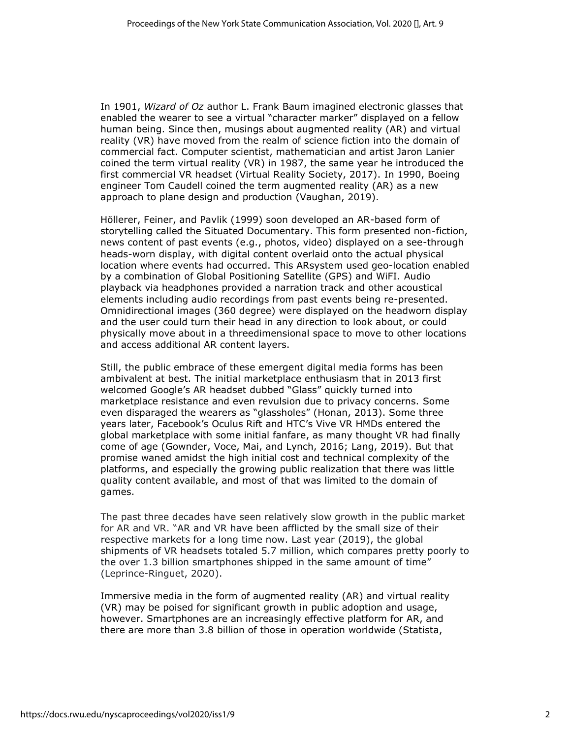In 1901, *Wizard of Oz* author L. Frank Baum imagined electronic glasses that enabled the wearer to see a virtual "character marker" displayed on a fellow human being. Since then, musings about augmented reality (AR) and virtual reality (VR) have moved from the realm of science fiction into the domain of commercial fact. Computer scientist, mathematician and artist Jaron Lanier coined the term virtual reality (VR) in 1987, the same year he introduced the first commercial VR headset (Virtual Reality Society, 2017). In 1990, Boeing engineer Tom Caudell coined the term augmented reality (AR) as a new approach to plane design and production (Vaughan, 2019).

Höllerer, Feiner, and Pavlik (1999) soon developed an AR-based form of storytelling called the Situated Documentary. This form presented non-fiction, news content of past events (e.g., photos, video) displayed on a see-through heads-worn display, with digital content overlaid onto the actual physical location where events had occurred. This ARsystem used geo-location enabled by a combination of Global Positioning Satellite (GPS) and WiFI. Audio playback via headphones provided a narration track and other acoustical elements including audio recordings from past events being re-presented. Omnidirectional images (360 degree) were displayed on the headworn display and the user could turn their head in any direction to look about, or could physically move about in a threedimensional space to move to other locations and access additional AR content layers.

Still, the public embrace of these emergent digital media forms has been ambivalent at best. The initial marketplace enthusiasm that in 2013 first welcomed Google's AR headset dubbed "Glass" quickly turned into marketplace resistance and even revulsion due to privacy concerns. Some even disparaged the wearers as "glassholes" (Honan, 2013). Some three years later, Facebook's Oculus Rift and HTC's Vive VR HMDs entered the global marketplace with some initial fanfare, as many thought VR had finally come of age (Gownder, Voce, Mai, and Lynch, 2016; Lang, 2019). But that promise waned amidst the high initial cost and technical complexity of the platforms, and especially the growing public realization that there was little quality content available, and most of that was limited to the domain of games.

The past three decades have seen relatively slow growth in the public market for AR and VR. "AR and VR have been afflicted by the small size of their respective markets for a long time now. Last year (2019), the global shipments of VR headsets totaled 5.7 million, which compares pretty poorly to the over 1.3 billion smartphones shipped in the same amount of time" (Leprince-Ringuet, 2020).

Immersive media in the form of augmented reality (AR) and virtual reality (VR) may be poised for significant growth in public adoption and usage, however. Smartphones are an increasingly effective platform for AR, and there are more than 3.8 billion of those in operation worldwide (Statista,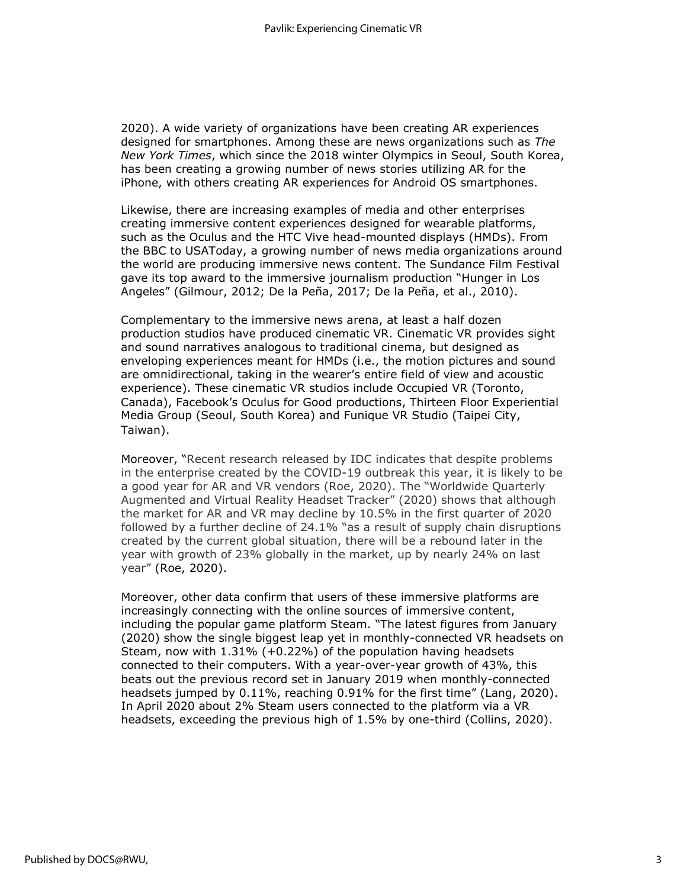2020). A wide variety of organizations have been creating AR experiences designed for smartphones. Among these are news organizations such as *The New York Times*, which since the 2018 winter Olympics in Seoul, South Korea, has been creating a growing number of news stories utilizing AR for the iPhone, with others creating AR experiences for Android OS smartphones.

Likewise, there are increasing examples of media and other enterprises creating immersive content experiences designed for wearable platforms, such as the Oculus and the HTC Vive head-mounted displays (HMDs). From the BBC to USAToday, a growing number of news media organizations around the world are producing immersive news content. The Sundance Film Festival gave its top award to the immersive journalism production "Hunger in Los Angeles" (Gilmour, 2012; De la Peña, 2017; De la Peña, et al., 2010).

Complementary to the immersive news arena, at least a half dozen production studios have produced cinematic VR. Cinematic VR provides sight and sound narratives analogous to traditional cinema, but designed as enveloping experiences meant for HMDs (i.e., the motion pictures and sound are omnidirectional, taking in the wearer's entire field of view and acoustic experience). These cinematic VR studios include Occupied VR (Toronto, Canada), Facebook's Oculus for Good productions, Thirteen Floor Experiential Media Group (Seoul, South Korea) and Funique VR Studio (Taipei City, Taiwan).

Moreover, "Recent research released by IDC indicates that despite problems in the enterprise created by the COVID-19 outbreak this year, it is likely to be a good year for AR and VR vendors (Roe, 2020). The "Worldwide Quarterly Augmented and Virtual Reality Headset Tracker" (2020) shows that although the market for AR and VR may decline by 10.5% in the first quarter of 2020 followed by a further decline of 24.1% "as a result of supply chain disruptions created by the current global situation, there will be a rebound later in the year with growth of 23% globally in the market, up by nearly 24% on last year" (Roe, 2020).

Moreover, other data confirm that users of these immersive platforms are increasingly connecting with the online sources of immersive content, including the popular game platform Steam. "The latest figures from January (2020) show the single biggest leap yet in monthly-connected VR headsets on Steam, now with 1.31% (+0.22%) of the population having headsets connected to their computers. With a year-over-year growth of 43%, this beats out the previous record set in January 2019 when monthly-connected headsets jumped by 0.11%, reaching 0.91% for the first time" (Lang, 2020). In April 2020 about 2% Steam users connected to the platform via a VR headsets, exceeding the previous high of 1.5% by one-third (Collins, 2020).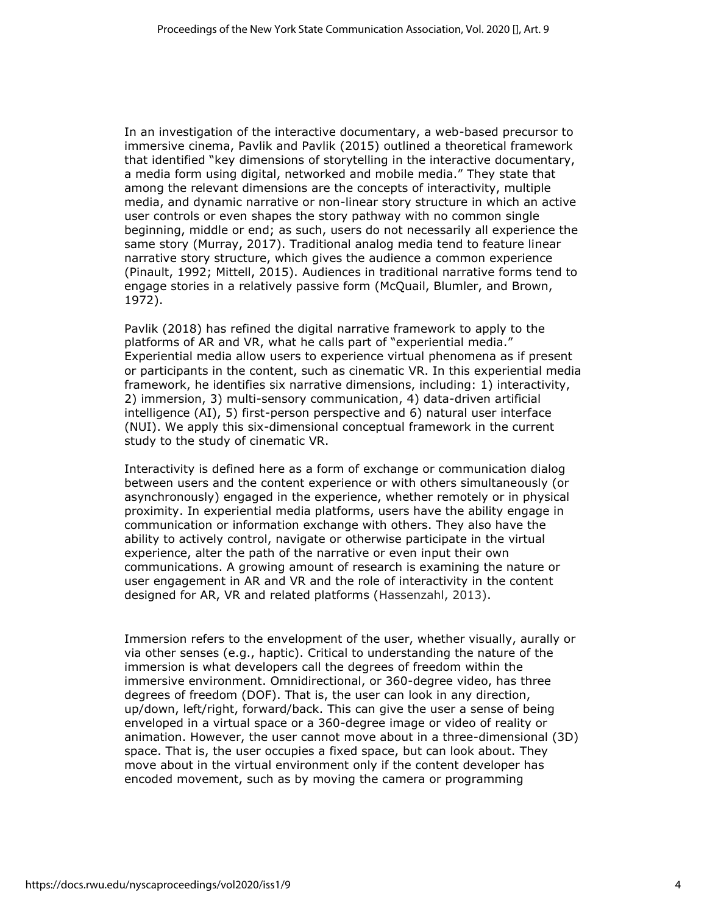In an investigation of the interactive documentary, a web-based precursor to immersive cinema, Pavlik and Pavlik (2015) outlined a theoretical framework that identified "key dimensions of storytelling in the interactive documentary, a media form using digital, networked and mobile media." They state that among the relevant dimensions are the concepts of interactivity, multiple media, and dynamic narrative or non-linear story structure in which an active user controls or even shapes the story pathway with no common single beginning, middle or end; as such, users do not necessarily all experience the same story (Murray, 2017). Traditional analog media tend to feature linear narrative story structure, which gives the audience a common experience (Pinault, 1992; Mittell, 2015). Audiences in traditional narrative forms tend to engage stories in a relatively passive form (McQuail, Blumler, and Brown, 1972).

Pavlik (2018) has refined the digital narrative framework to apply to the platforms of AR and VR, what he calls part of "experiential media." Experiential media allow users to experience virtual phenomena as if present or participants in the content, such as cinematic VR. In this experiential media framework, he identifies six narrative dimensions, including: 1) interactivity, 2) immersion, 3) multi-sensory communication, 4) data-driven artificial intelligence (AI), 5) first-person perspective and 6) natural user interface (NUI). We apply this six-dimensional conceptual framework in the current study to the study of cinematic VR.

Interactivity is defined here as a form of exchange or communication dialog between users and the content experience or with others simultaneously (or asynchronously) engaged in the experience, whether remotely or in physical proximity. In experiential media platforms, users have the ability engage in communication or information exchange with others. They also have the ability to actively control, navigate or otherwise participate in the virtual experience, alter the path of the narrative or even input their own communications. A growing amount of research is examining the nature or user engagement in AR and VR and the role of interactivity in the content designed for AR, VR and related platforms (Hassenzahl, 2013).

Immersion refers to the envelopment of the user, whether visually, aurally or via other senses (e.g., haptic). Critical to understanding the nature of the immersion is what developers call the degrees of freedom within the immersive environment. Omnidirectional, or 360-degree video, has three degrees of freedom (DOF). That is, the user can look in any direction, up/down, left/right, forward/back. This can give the user a sense of being enveloped in a virtual space or a 360-degree image or video of reality or animation. However, the user cannot move about in a three-dimensional (3D) space. That is, the user occupies a fixed space, but can look about. They move about in the virtual environment only if the content developer has encoded movement, such as by moving the camera or programming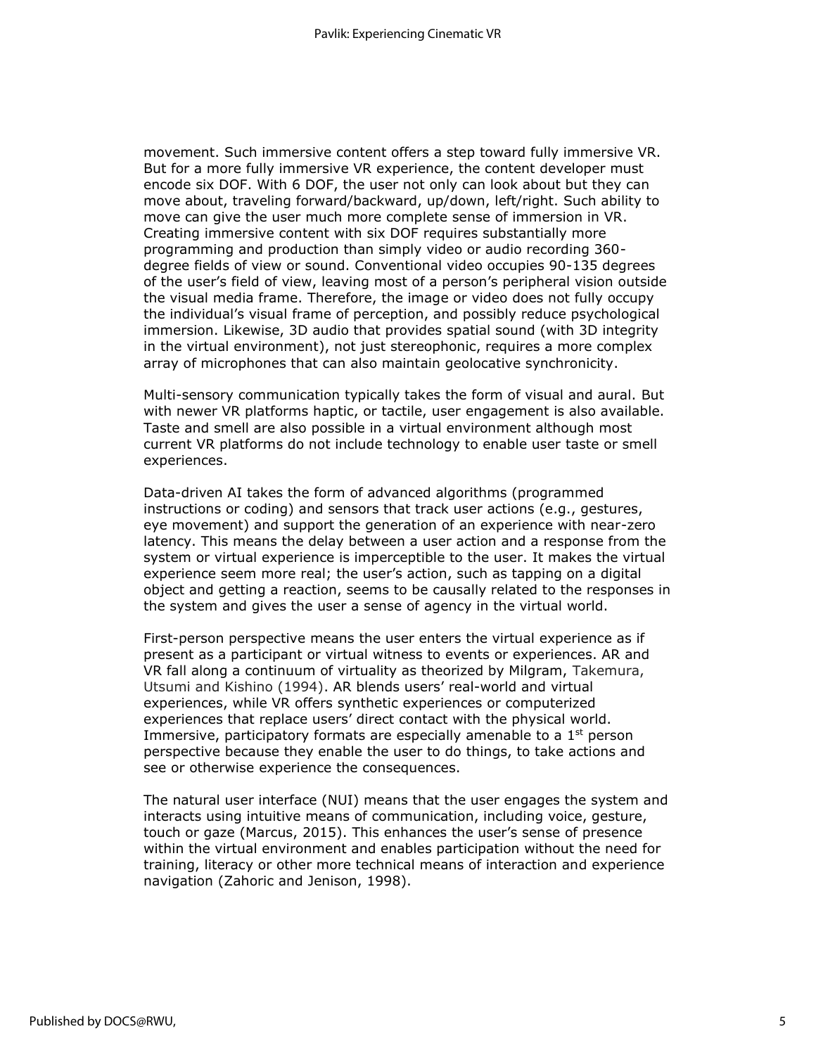movement. Such immersive content offers a step toward fully immersive VR. But for a more fully immersive VR experience, the content developer must encode six DOF. With 6 DOF, the user not only can look about but they can move about, traveling forward/backward, up/down, left/right. Such ability to move can give the user much more complete sense of immersion in VR. Creating immersive content with six DOF requires substantially more programming and production than simply video or audio recording 360-degree fields of view or sound. Conventional video occupies 90-135 degrees of the user's field of view, leaving most of a person's peripheral vision outside the visual media frame. Therefore, the image or video does not fully occupy the individual's visual frame of perception, and possibly reduce psychological immersion. Likewise, 3D audio that provides spatial sound (with 3D integrity in the virtual environment), not just stereophonic, requires a more complex array of microphones that can also maintain geolocative synchronicity.

Multi-sensory communication typically takes the form of visual and aural. But with newer VR platforms haptic, or tactile, user engagement is also available. Taste and smell are also possible in a virtual environment although most current VR platforms do not include technology to enable user taste or smell experiences.

Data-driven AI takes the form of advanced algorithms (programmed instructions or coding) and sensors that track user actions (e.g., gestures, eye movement) and support the generation of an experience with near-zero latency. This means the delay between a user action and a response from the system or virtual experience is imperceptible to the user. It makes the virtual experience seem more real; the user's action, such as tapping on a digital object and getting a reaction, seems to be causally related to the responses in the system and gives the user a sense of agency in the virtual world.

First-person perspective means the user enters the virtual experience as if present as a participant or virtual witness to events or experiences. AR and VR fall along a continuum of virtuality as theorized by Milgram, Takemura, Utsumi and Kishino (1994). AR blends users' real-world and virtual experiences, while VR offers synthetic experiences or computerized experiences that replace users' direct contact with the physical world. Immersive, participatory formats are especially amenable to a 1st person perspective because they enable the user to do things, to take actions and see or otherwise experience the consequences.

The natural user interface (NUI) means that the user engages the system and interacts using intuitive means of communication, including voice, gesture, touch or gaze (Marcus, 2015). This enhances the user's sense of presence within the virtual environment and enables participation without the need for training, literacy or other more technical means of interaction and experience navigation (Zahoric and Jenison, 1998).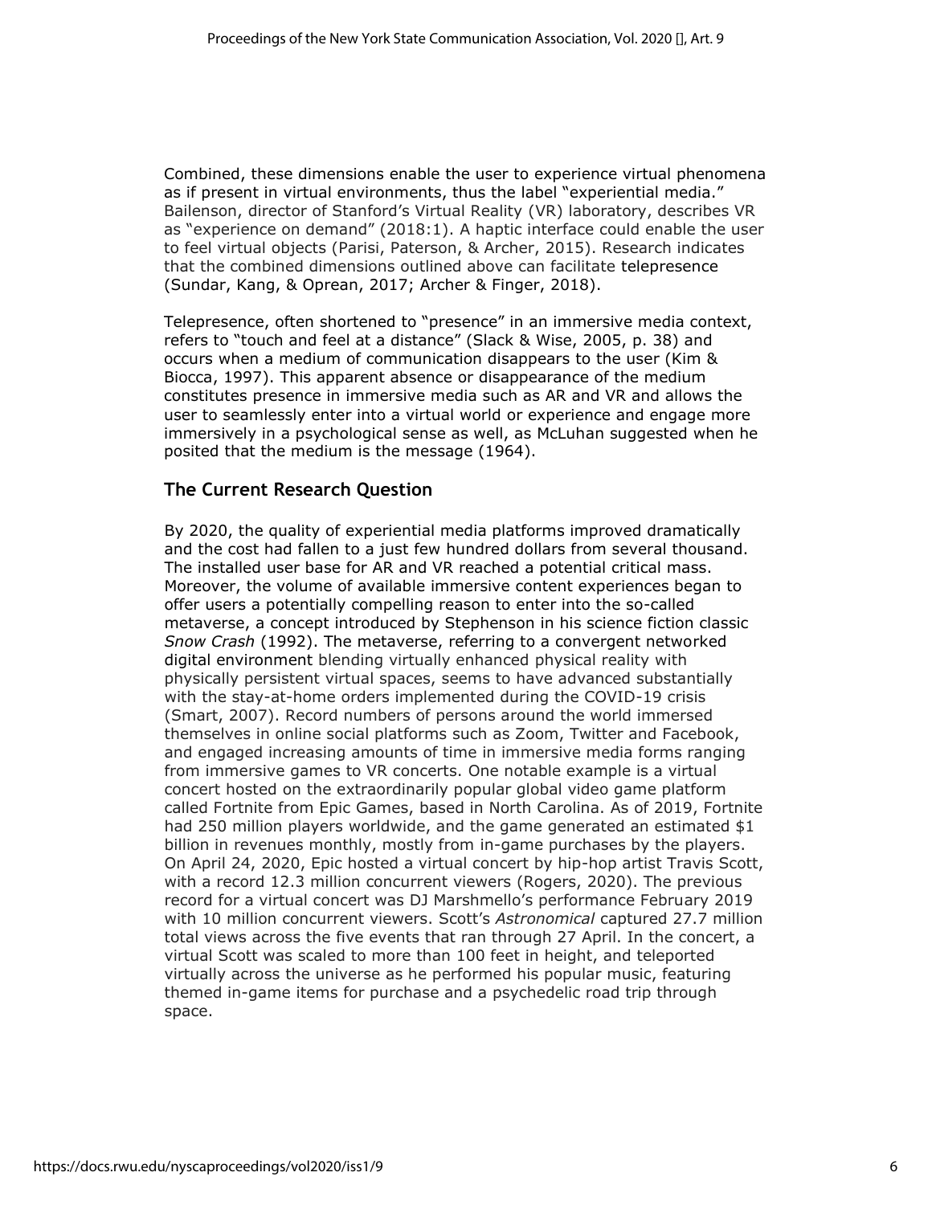Combined, these dimensions enable the user to experience virtual phenomena as if present in virtual environments, thus the label "experiential media." Bailenson, director of Stanford's Virtual Reality (VR) laboratory, describes VR as "experience on demand" (2018:1). A haptic interface could enable the user to feel virtual objects (Parisi, Paterson, & Archer, 2015). Research indicates that the combined dimensions outlined above can facilitate telepresence (Sundar, Kang, & Oprean, 2017; Archer & Finger, 2018).

Telepresence, often shortened to "presence" in an immersive media context, refers to "touch and feel at a distance" (Slack & Wise, 2005, p. 38) and occurs when a medium of communication disappears to the user (Kim & Biocca, 1997). This apparent absence or disappearance of the medium constitutes presence in immersive media such as AR and VR and allows the user to seamlessly enter into a virtual world or experience and engage more immersively in a psychological sense as well, as McLuhan suggested when he posited that the medium is the message (1964).

## The Current Research Question

By 2020, the quality of experiential media platforms improved dramatically and the cost had fallen to a just few hundred dollars from several thousand. The installed user base for AR and VR reached a potential critical mass. Moreover, the volume of available immersive content experiences began to offer users a potentially compelling reason to enter into the so-called metaverse, a concept introduced by Stephenson in his science fiction classic *Snow Crash* (1992). The metaverse, referring to a convergent networked digital environment blending virtually enhanced physical reality with physically persistent virtual spaces, seems to have advanced substantially with the stay-at-home orders implemented during the COVID-19 crisis (Smart, 2007). Record numbers of persons around the world immersed themselves in online social platforms such as Zoom, Twitter and Facebook, and engaged increasing amounts of time in immersive media forms ranging from immersive games to VR concerts. One notable example is a virtual concert hosted on the extraordinarily popular global video game platform called Fortnite from Epic Games, based in North Carolina. As of 2019, Fortnite had 250 million players worldwide, and the game generated an estimated $1 billion in revenues monthly, mostly from in-game purchases by the players. On April 24, 2020, Epic hosted a virtual concert by hip-hop artist Travis Scott, with a record 12.3 million concurrent viewers (Rogers, 2020). The previous record for a virtual concert was DJ Marshmello's performance February 2019 with 10 million concurrent viewers. Scott's *Astronomical* captured 27.7 million total views across the five events that ran through 27 April. In the concert, a virtual Scott was scaled to more than 100 feet in height, and teleported virtually across the universe as he performed his popular music, featuring themed in-game items for purchase and a psychedelic road trip through space.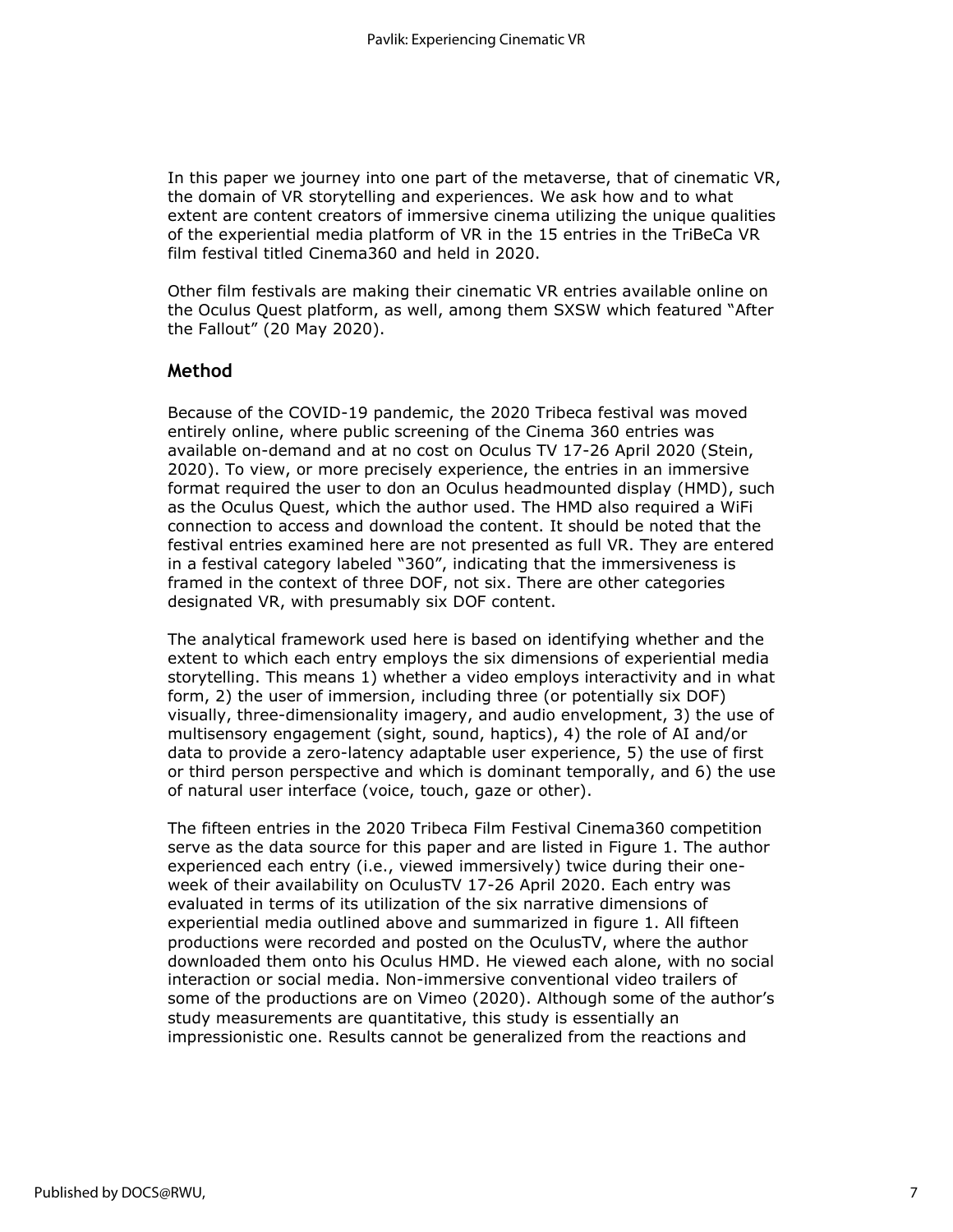In this paper we journey into one part of the metaverse, that of cinematic VR, the domain of VR storytelling and experiences. We ask how and to what extent are content creators of immersive cinema utilizing the unique qualities of the experiential media platform of VR in the 15 entries in the TriBeCa VR film festival titled Cinema360 and held in 2020.

Other film festivals are making their cinematic VR entries available online on the Oculus Quest platform, as well, among them SXSW which featured "After the Fallout" (20 May 2020).

## Method

Because of the COVID-19 pandemic, the 2020 Tribeca festival was moved entirely online, where public screening of the Cinema 360 entries was available on-demand and at no cost on Oculus TV 17-26 April 2020 (Stein, 2020). To view, or more precisely experience, the entries in an immersive format required the user to don an Oculus headmounted display (HMD), such as the Oculus Quest, which the author used. The HMD also required a WiFi connection to access and download the content. It should be noted that the festival entries examined here are not presented as full VR. They are entered in a festival category labeled "360", indicating that the immersiveness is framed in the context of three DOF, not six. There are other categories designated VR, with presumably six DOF content.

The analytical framework used here is based on identifying whether and the extent to which each entry employs the six dimensions of experiential media storytelling. This means 1) whether a video employs interactivity and in what form, 2) the user of immersion, including three (or potentially six DOF) visually, three-dimensionality imagery, and audio envelopment, 3) the use of multisensory engagement (sight, sound, haptics), 4) the role of AI and/or data to provide a zero-latency adaptable user experience, 5) the use of first or third person perspective and which is dominant temporally, and 6) the use of natural user interface (voice, touch, gaze or other).

The fifteen entries in the 2020 Tribeca Film Festival Cinema360 competition serve as the data source for this paper and are listed in Figure 1. The author experienced each entry (i.e., viewed immersively) twice during their one-week of their availability on OculusTV 17-26 April 2020. Each entry was evaluated in terms of its utilization of the six narrative dimensions of experiential media outlined above and summarized in figure 1. All fifteen productions were recorded and posted on the OculusTV, where the author downloaded them onto his Oculus HMD. He viewed each alone, with no social interaction or social media. Non-immersive conventional video trailers of some of the productions are on Vimeo (2020). Although some of the author's study measurements are quantitative, this study is essentially an impressionistic one. Results cannot be generalized from the reactions and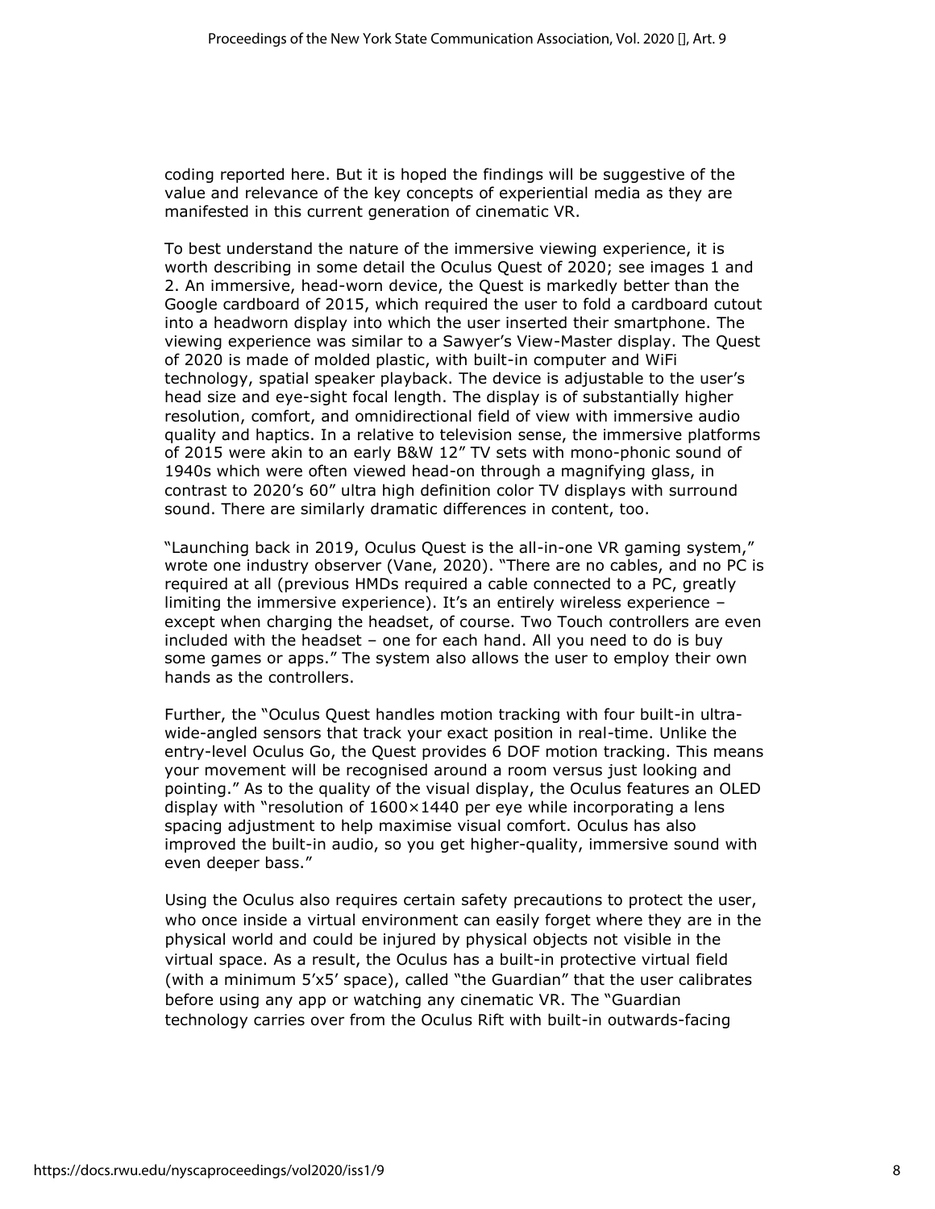coding reported here. But it is hoped the findings will be suggestive of the value and relevance of the key concepts of experiential media as they are manifested in this current generation of cinematic VR.

To best understand the nature of the immersive viewing experience, it is worth describing in some detail the Oculus Quest of 2020; see images 1 and 2. An immersive, head-worn device, the Quest is markedly better than the Google cardboard of 2015, which required the user to fold a cardboard cutout into a headworn display into which the user inserted their smartphone. The viewing experience was similar to a Sawyer's View-Master display. The Quest of 2020 is made of molded plastic, with built-in computer and WiFi technology, spatial speaker playback. The device is adjustable to the user's head size and eye-sight focal length. The display is of substantially higher resolution, comfort, and omnidirectional field of view with immersive audio quality and haptics. In a relative to television sense, the immersive platforms of 2015 were akin to an early B&W 12" TV sets with mono-phonic sound of 1940s which were often viewed head-on through a magnifying glass, in contrast to 2020's 60" ultra high definition color TV displays with surround sound. There are similarly dramatic differences in content, too.

"Launching back in 2019, Oculus Quest is the all-in-one VR gaming system," wrote one industry observer (Vane, 2020). "There are no cables, and no PC is required at all (previous HMDs required a cable connected to a PC, greatly limiting the immersive experience). It's an entirely wireless experience – except when charging the headset, of course. Two Touch controllers are even included with the headset – one for each hand. All you need to do is buy some games or apps." The system also allows the user to employ their own hands as the controllers.

Further, the "Oculus Quest handles motion tracking with four built-in ultra-wide-angled sensors that track your exact position in real-time. Unlike the entry-level Oculus Go, the Quest provides 6 DOF motion tracking. This means your movement will be recognised around a room versus just looking and pointing." As to the quality of the visual display, the Oculus features an OLED display with "resolution of 1600×1440 per eye while incorporating a lens spacing adjustment to help maximise visual comfort. Oculus has also improved the built-in audio, so you get higher-quality, immersive sound with even deeper bass."

Using the Oculus also requires certain safety precautions to protect the user, who once inside a virtual environment can easily forget where they are in the physical world and could be injured by physical objects not visible in the virtual space. As a result, the Oculus has a built-in protective virtual field (with a minimum 5'x5' space), called "the Guardian" that the user calibrates before using any app or watching any cinematic VR. The "Guardian technology carries over from the Oculus Rift with built-in outwards-facing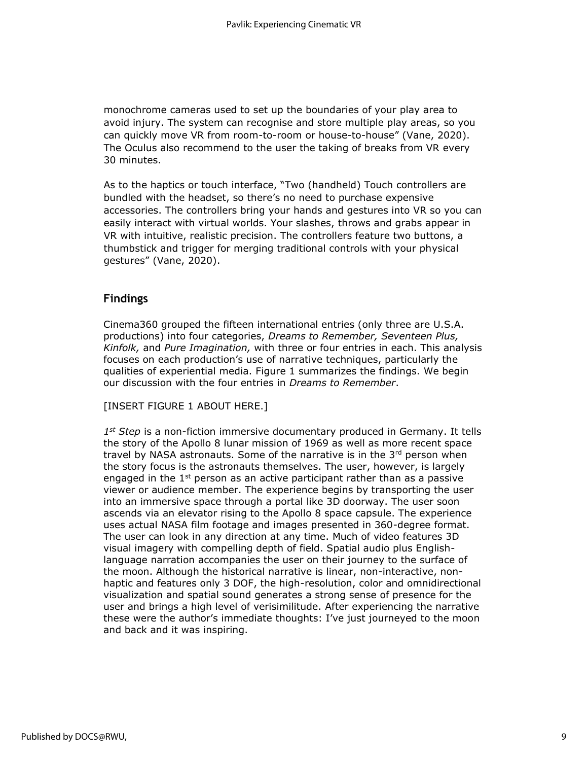monochrome cameras used to set up the boundaries of your play area to avoid injury. The system can recognise and store multiple play areas, so you can quickly move VR from room-to-room or house-to-house" (Vane, 2020). The Oculus also recommend to the user the taking of breaks from VR every 30 minutes.

As to the haptics or touch interface, "Two (handheld) Touch controllers are bundled with the headset, so there's no need to purchase expensive accessories. The controllers bring your hands and gestures into VR so you can easily interact with virtual worlds. Your slashes, throws and grabs appear in VR with intuitive, realistic precision. The controllers feature two buttons, a thumbstick and trigger for merging traditional controls with your physical gestures" (Vane, 2020).

## Findings

Cinema360 grouped the fifteen international entries (only three are U.S.A. productions) into four categories, *Dreams to Remember, Seventeen Plus, Kinfolk,* and *Pure Imagination,* with three or four entries in each. This analysis focuses on each production's use of narrative techniques, particularly the qualities of experiential media. Figure 1 summarizes the findings. We begin our discussion with the four entries in *Dreams to Remember*.

[INSERT FIGURE 1 ABOUT HERE.]

*1st Step* is a non-fiction immersive documentary produced in Germany. It tells the story of the Apollo 8 lunar mission of 1969 as well as more recent space travel by NASA astronauts. Some of the narrative is in the 3rd person when the story focus is the astronauts themselves. The user, however, is largely engaged in the 1st person as an active participant rather than as a passive viewer or audience member. The experience begins by transporting the user into an immersive space through a portal like 3D doorway. The user soon ascends via an elevator rising to the Apollo 8 space capsule. The experience uses actual NASA film footage and images presented in 360-degree format. The user can look in any direction at any time. Much of video features 3D visual imagery with compelling depth of field. Spatial audio plus English-language narration accompanies the user on their journey to the surface of the moon. Although the historical narrative is linear, non-interactive, non-haptic and features only 3 DOF, the high-resolution, color and omnidirectional visualization and spatial sound generates a strong sense of presence for the user and brings a high level of verisimilitude. After experiencing the narrative these were the author's immediate thoughts: I've just journeyed to the moon and back and it was inspiring.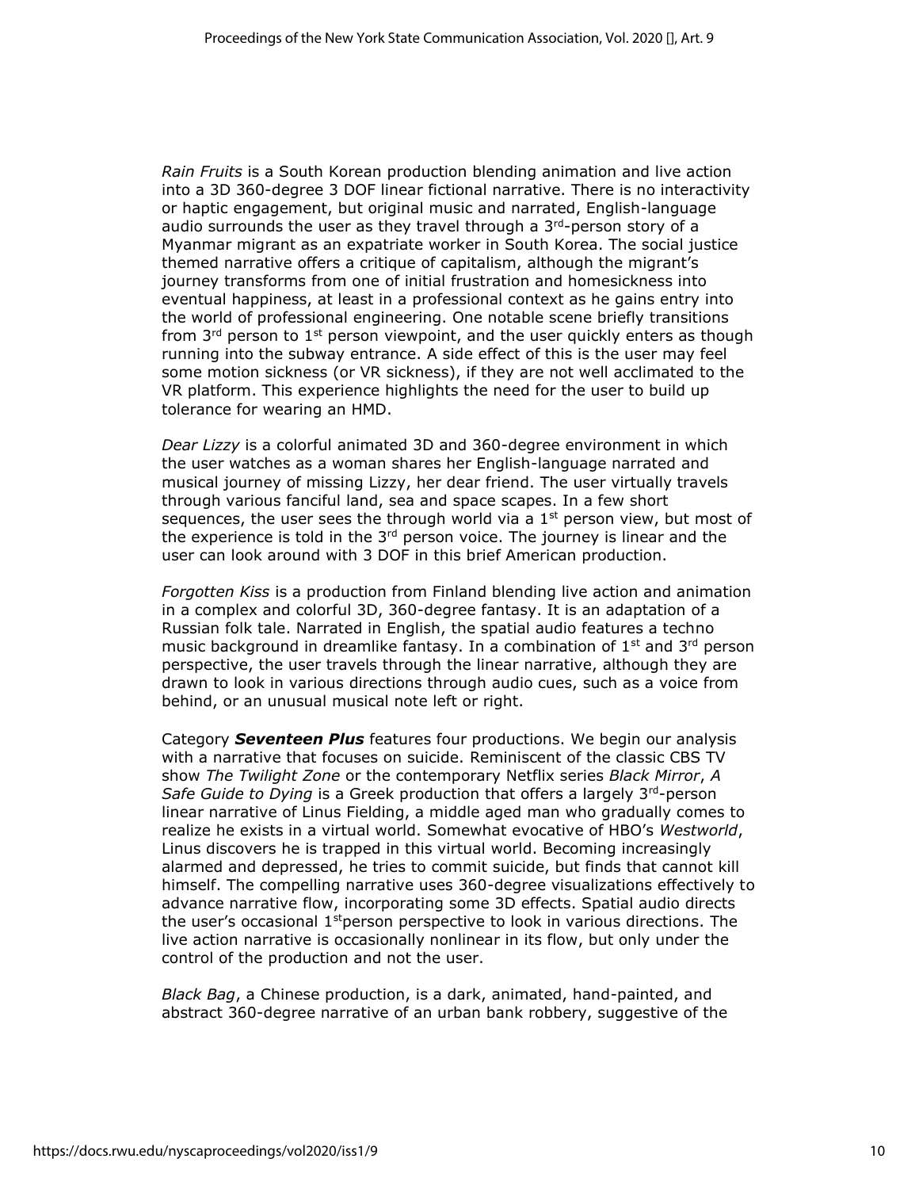*Rain Fruits* is a South Korean production blending animation and live action into a 3D 360-degree 3 DOF linear fictional narrative. There is no interactivity or haptic engagement, but original music and narrated, English-language audio surrounds the user as they travel through a 3rd-person story of a Myanmar migrant as an expatriate worker in South Korea. The social justice themed narrative offers a critique of capitalism, although the migrant's journey transforms from one of initial frustration and homesickness into eventual happiness, at least in a professional context as he gains entry into the world of professional engineering. One notable scene briefly transitions from 3rd person to 1st person viewpoint, and the user quickly enters as though running into the subway entrance. A side effect of this is the user may feel some motion sickness (or VR sickness), if they are not well acclimated to the VR platform. This experience highlights the need for the user to build up tolerance for wearing an HMD.

*Dear Lizzy* is a colorful animated 3D and 360-degree environment in which the user watches as a woman shares her English-language narrated and musical journey of missing Lizzy, her dear friend. The user virtually travels through various fanciful land, sea and space scapes. In a few short sequences, the user sees the through world via a 1st person view, but most of the experience is told in the 3rd person voice. The journey is linear and the user can look around with 3 DOF in this brief American production.

*Forgotten Kiss* is a production from Finland blending live action and animation in a complex and colorful 3D, 360-degree fantasy. It is an adaptation of a Russian folk tale. Narrated in English, the spatial audio features a techno music background in dreamlike fantasy. In a combination of 1st and 3rd person perspective, the user travels through the linear narrative, although they are drawn to look in various directions through audio cues, such as a voice from behind, or an unusual musical note left or right.

Category ***Seventeen Plus*** features four productions. We begin our analysis with a narrative that focuses on suicide. Reminiscent of the classic CBS TV show *The Twilight Zone* or the contemporary Netflix series *Black Mirror*, *A Safe Guide to Dying* is a Greek production that offers a largely 3rd-person linear narrative of Linus Fielding, a middle aged man who gradually comes to realize he exists in a virtual world. Somewhat evocative of HBO's *Westworld*, Linus discovers he is trapped in this virtual world. Becoming increasingly alarmed and depressed, he tries to commit suicide, but finds that cannot kill himself. The compelling narrative uses 360-degree visualizations effectively to advance narrative flow, incorporating some 3D effects. Spatial audio directs the user's occasional 1stperson perspective to look in various directions. The live action narrative is occasionally nonlinear in its flow, but only under the control of the production and not the user.

*Black Bag*, a Chinese production, is a dark, animated, hand-painted, and abstract 360-degree narrative of an urban bank robbery, suggestive of the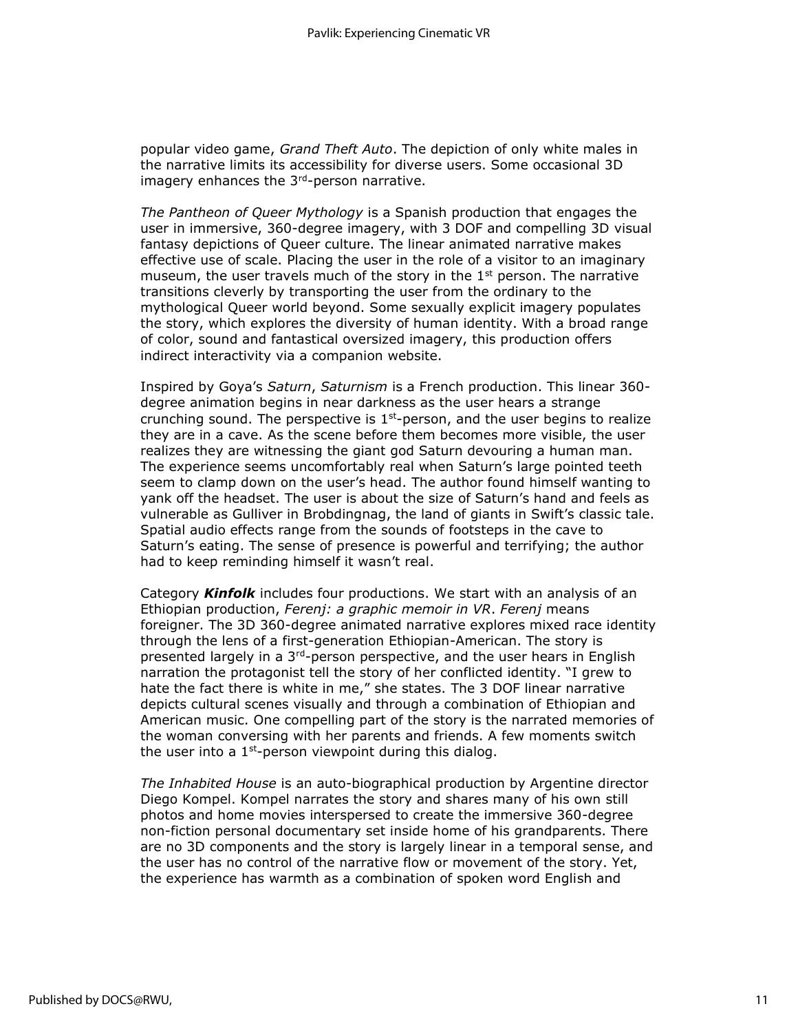popular video game, *Grand Theft Auto*. The depiction of only white males in the narrative limits its accessibility for diverse users. Some occasional 3D imagery enhances the 3rd-person narrative.

*The Pantheon of Queer Mythology* is a Spanish production that engages the user in immersive, 360-degree imagery, with 3 DOF and compelling 3D visual fantasy depictions of Queer culture. The linear animated narrative makes effective use of scale. Placing the user in the role of a visitor to an imaginary museum, the user travels much of the story in the 1st person. The narrative transitions cleverly by transporting the user from the ordinary to the mythological Queer world beyond. Some sexually explicit imagery populates the story, which explores the diversity of human identity. With a broad range of color, sound and fantastical oversized imagery, this production offers indirect interactivity via a companion website.

Inspired by Goya's *Saturn*, *Saturnism* is a French production. This linear 360-degree animation begins in near darkness as the user hears a strange crunching sound. The perspective is 1st-person, and the user begins to realize they are in a cave. As the scene before them becomes more visible, the user realizes they are witnessing the giant god Saturn devouring a human man. The experience seems uncomfortably real when Saturn's large pointed teeth seem to clamp down on the user's head. The author found himself wanting to yank off the headset. The user is about the size of Saturn's hand and feels as vulnerable as Gulliver in Brobdingnag, the land of giants in Swift's classic tale. Spatial audio effects range from the sounds of footsteps in the cave to Saturn's eating. The sense of presence is powerful and terrifying; the author had to keep reminding himself it wasn't real.

Category ***Kinfolk*** includes four productions. We start with an analysis of an Ethiopian production, *Ferenj: a graphic memoir in VR*. *Ferenj* means foreigner. The 3D 360-degree animated narrative explores mixed race identity through the lens of a first-generation Ethiopian-American. The story is presented largely in a 3rd-person perspective, and the user hears in English narration the protagonist tell the story of her conflicted identity. "I grew to hate the fact there is white in me," she states. The 3 DOF linear narrative depicts cultural scenes visually and through a combination of Ethiopian and American music. One compelling part of the story is the narrated memories of the woman conversing with her parents and friends. A few moments switch the user into a 1st-person viewpoint during this dialog.

*The Inhabited House* is an auto-biographical production by Argentine director Diego Kompel. Kompel narrates the story and shares many of his own still photos and home movies interspersed to create the immersive 360-degree non-fiction personal documentary set inside home of his grandparents. There are no 3D components and the story is largely linear in a temporal sense, and the user has no control of the narrative flow or movement of the story. Yet, the experience has warmth as a combination of spoken word English and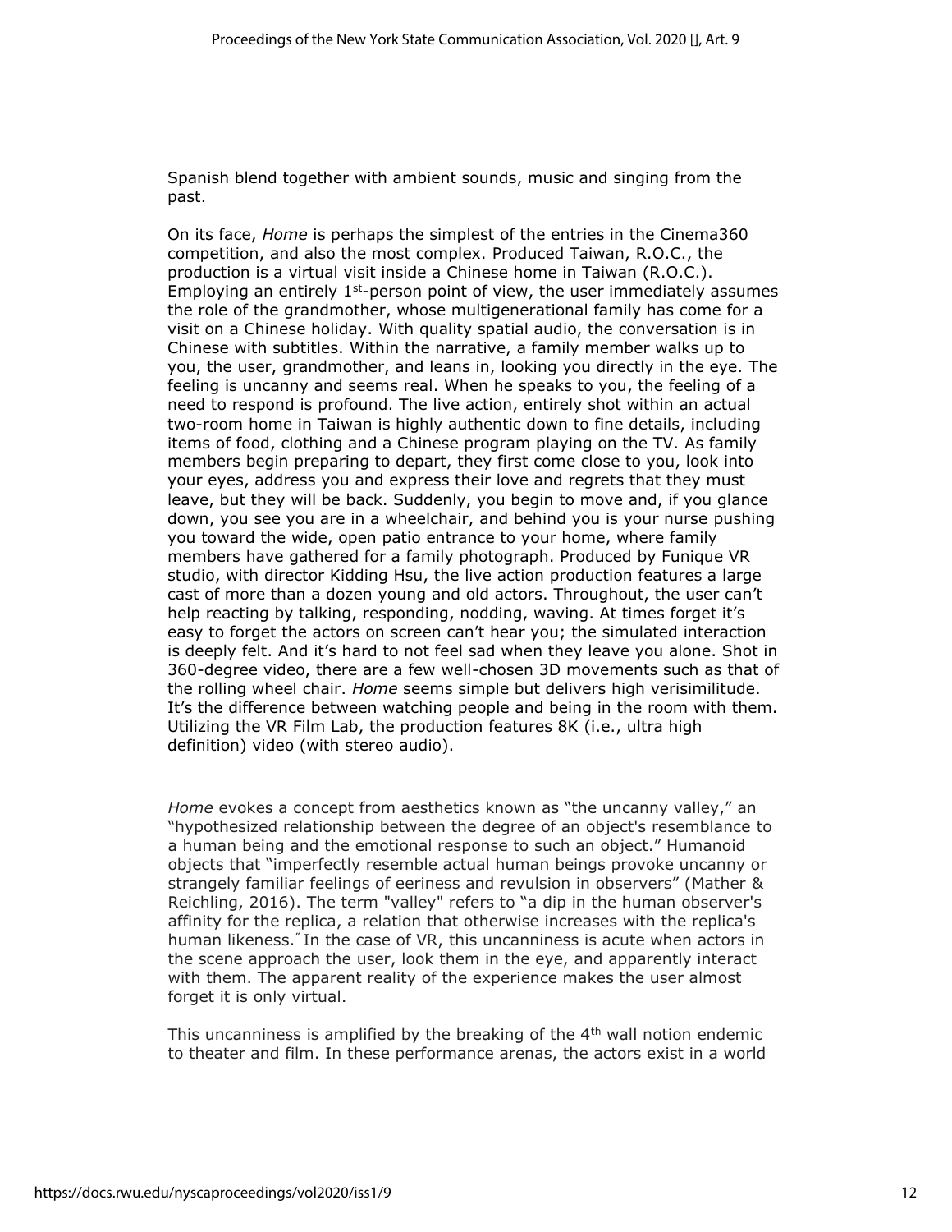Spanish blend together with ambient sounds, music and singing from the past.

On its face, *Home* is perhaps the simplest of the entries in the Cinema360 competition, and also the most complex. Produced Taiwan, R.O.C., the production is a virtual visit inside a Chinese home in Taiwan (R.O.C.). Employing an entirely 1st-person point of view, the user immediately assumes the role of the grandmother, whose multigenerational family has come for a visit on a Chinese holiday. With quality spatial audio, the conversation is in Chinese with subtitles. Within the narrative, a family member walks up to you, the user, grandmother, and leans in, looking you directly in the eye. The feeling is uncanny and seems real. When he speaks to you, the feeling of a need to respond is profound. The live action, entirely shot within an actual two-room home in Taiwan is highly authentic down to fine details, including items of food, clothing and a Chinese program playing on the TV. As family members begin preparing to depart, they first come close to you, look into your eyes, address you and express their love and regrets that they must leave, but they will be back. Suddenly, you begin to move and, if you glance down, you see you are in a wheelchair, and behind you is your nurse pushing you toward the wide, open patio entrance to your home, where family members have gathered for a family photograph. Produced by Funique VR studio, with director Kidding Hsu, the live action production features a large cast of more than a dozen young and old actors. Throughout, the user can't help reacting by talking, responding, nodding, waving. At times forget it's easy to forget the actors on screen can't hear you; the simulated interaction is deeply felt. And it's hard to not feel sad when they leave you alone. Shot in 360-degree video, there are a few well-chosen 3D movements such as that of the rolling wheel chair. *Home* seems simple but delivers high verisimilitude. It's the difference between watching people and being in the room with them. Utilizing the VR Film Lab, the production features 8K (i.e., ultra high definition) video (with stereo audio).

*Home* evokes a concept from aesthetics known as "the uncanny valley," an "hypothesized relationship between the degree of an object's resemblance to a human being and the emotional response to such an object." Humanoid objects that "imperfectly resemble actual human beings provoke uncanny or strangely familiar feelings of eeriness and revulsion in observers" (Mather & Reichling, 2016). The term "valley" refers to "a dip in the human observer's affinity for the replica, a relation that otherwise increases with the replica's human likeness." In the case of VR, this uncanniness is acute when actors in the scene approach the user, look them in the eye, and apparently interact with them. The apparent reality of the experience makes the user almost forget it is only virtual.

This uncanniness is amplified by the breaking of the 4th wall notion endemic to theater and film. In these performance arenas, the actors exist in a world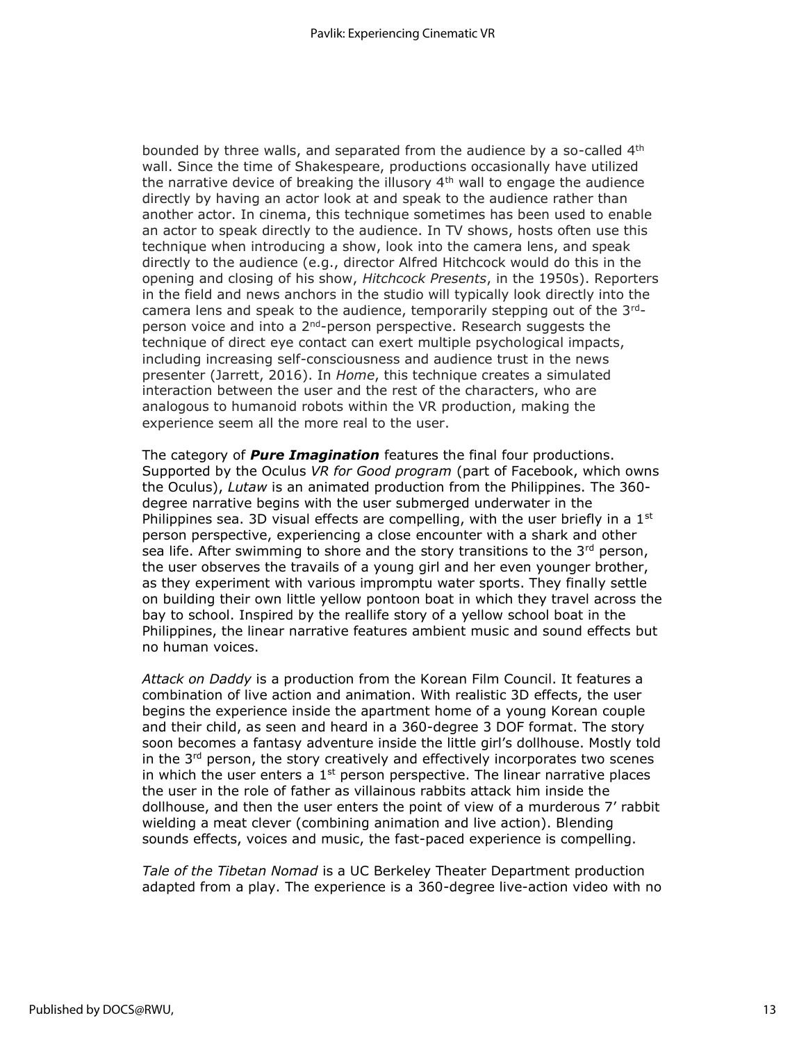bounded by three walls, and separated from the audience by a so-called 4th wall. Since the time of Shakespeare, productions occasionally have utilized the narrative device of breaking the illusory 4th wall to engage the audience directly by having an actor look at and speak to the audience rather than another actor. In cinema, this technique sometimes has been used to enable an actor to speak directly to the audience. In TV shows, hosts often use this technique when introducing a show, look into the camera lens, and speak directly to the audience (e.g., director Alfred Hitchcock would do this in the opening and closing of his show, *Hitchcock Presents*, in the 1950s). Reporters in the field and news anchors in the studio will typically look directly into the camera lens and speak to the audience, temporarily stepping out of the 3rd-person voice and into a 2nd-person perspective. Research suggests the technique of direct eye contact can exert multiple psychological impacts, including increasing self-consciousness and audience trust in the news presenter (Jarrett, 2016). In *Home*, this technique creates a simulated interaction between the user and the rest of the characters, who are analogous to humanoid robots within the VR production, making the experience seem all the more real to the user.

The category of ***Pure Imagination*** features the final four productions. Supported by the Oculus *VR for Good program* (part of Facebook, which owns the Oculus), *Lutaw* is an animated production from the Philippines. The 360-degree narrative begins with the user submerged underwater in the Philippines sea. 3D visual effects are compelling, with the user briefly in a 1st person perspective, experiencing a close encounter with a shark and other sea life. After swimming to shore and the story transitions to the 3rd person, the user observes the travails of a young girl and her even younger brother, as they experiment with various impromptu water sports. They finally settle on building their own little yellow pontoon boat in which they travel across the bay to school. Inspired by the reallife story of a yellow school boat in the Philippines, the linear narrative features ambient music and sound effects but no human voices.

*Attack on Daddy* is a production from the Korean Film Council. It features a combination of live action and animation. With realistic 3D effects, the user begins the experience inside the apartment home of a young Korean couple and their child, as seen and heard in a 360-degree 3 DOF format. The story soon becomes a fantasy adventure inside the little girl's dollhouse. Mostly told in the 3rd person, the story creatively and effectively incorporates two scenes in which the user enters a 1st person perspective. The linear narrative places the user in the role of father as villainous rabbits attack him inside the dollhouse, and then the user enters the point of view of a murderous 7' rabbit wielding a meat clever (combining animation and live action). Blending sounds effects, voices and music, the fast-paced experience is compelling.

*Tale of the Tibetan Nomad* is a UC Berkeley Theater Department production adapted from a play. The experience is a 360-degree live-action video with no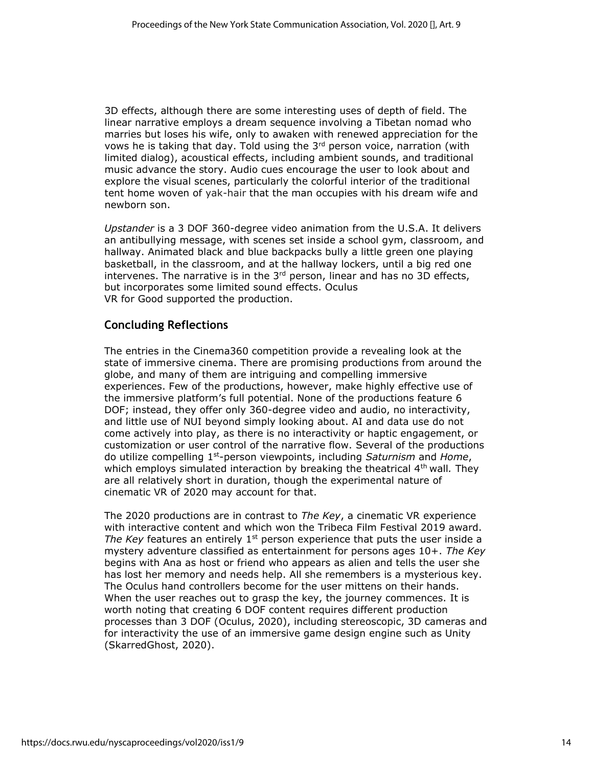3D effects, although there are some interesting uses of depth of field. The linear narrative employs a dream sequence involving a Tibetan nomad who marries but loses his wife, only to awaken with renewed appreciation for the vows he is taking that day. Told using the 3rd person voice, narration (with limited dialog), acoustical effects, including ambient sounds, and traditional music advance the story. Audio cues encourage the user to look about and explore the visual scenes, particularly the colorful interior of the traditional tent home woven of yak-hair that the man occupies with his dream wife and newborn son.

*Upstander* is a 3 DOF 360-degree video animation from the U.S.A. It delivers an antibullying message, with scenes set inside a school gym, classroom, and hallway. Animated black and blue backpacks bully a little green one playing basketball, in the classroom, and at the hallway lockers, until a big red one intervenes. The narrative is in the 3rd person, linear and has no 3D effects, but incorporates some limited sound effects. Oculus VR for Good supported the production.

## Concluding Reflections

The entries in the Cinema360 competition provide a revealing look at the state of immersive cinema. There are promising productions from around the globe, and many of them are intriguing and compelling immersive experiences. Few of the productions, however, make highly effective use of the immersive platform's full potential. None of the productions feature 6 DOF; instead, they offer only 360-degree video and audio, no interactivity, and little use of NUI beyond simply looking about. AI and data use do not come actively into play, as there is no interactivity or haptic engagement, or customization or user control of the narrative flow. Several of the productions do utilize compelling 1st-person viewpoints, including *Saturnism* and *Home*, which employs simulated interaction by breaking the theatrical 4th wall. They are all relatively short in duration, though the experimental nature of cinematic VR of 2020 may account for that.

The 2020 productions are in contrast to *The Key*, a cinematic VR experience with interactive content and which won the Tribeca Film Festival 2019 award. *The Key* features an entirely 1st person experience that puts the user inside a mystery adventure classified as entertainment for persons ages 10+. *The Key* begins with Ana as host or friend who appears as alien and tells the user she has lost her memory and needs help. All she remembers is a mysterious key. The Oculus hand controllers become for the user mittens on their hands. When the user reaches out to grasp the key, the journey commences. It is worth noting that creating 6 DOF content requires different production processes than 3 DOF (Oculus, 2020), including stereoscopic, 3D cameras and for interactivity the use of an immersive game design engine such as Unity (SkarredGhost, 2020).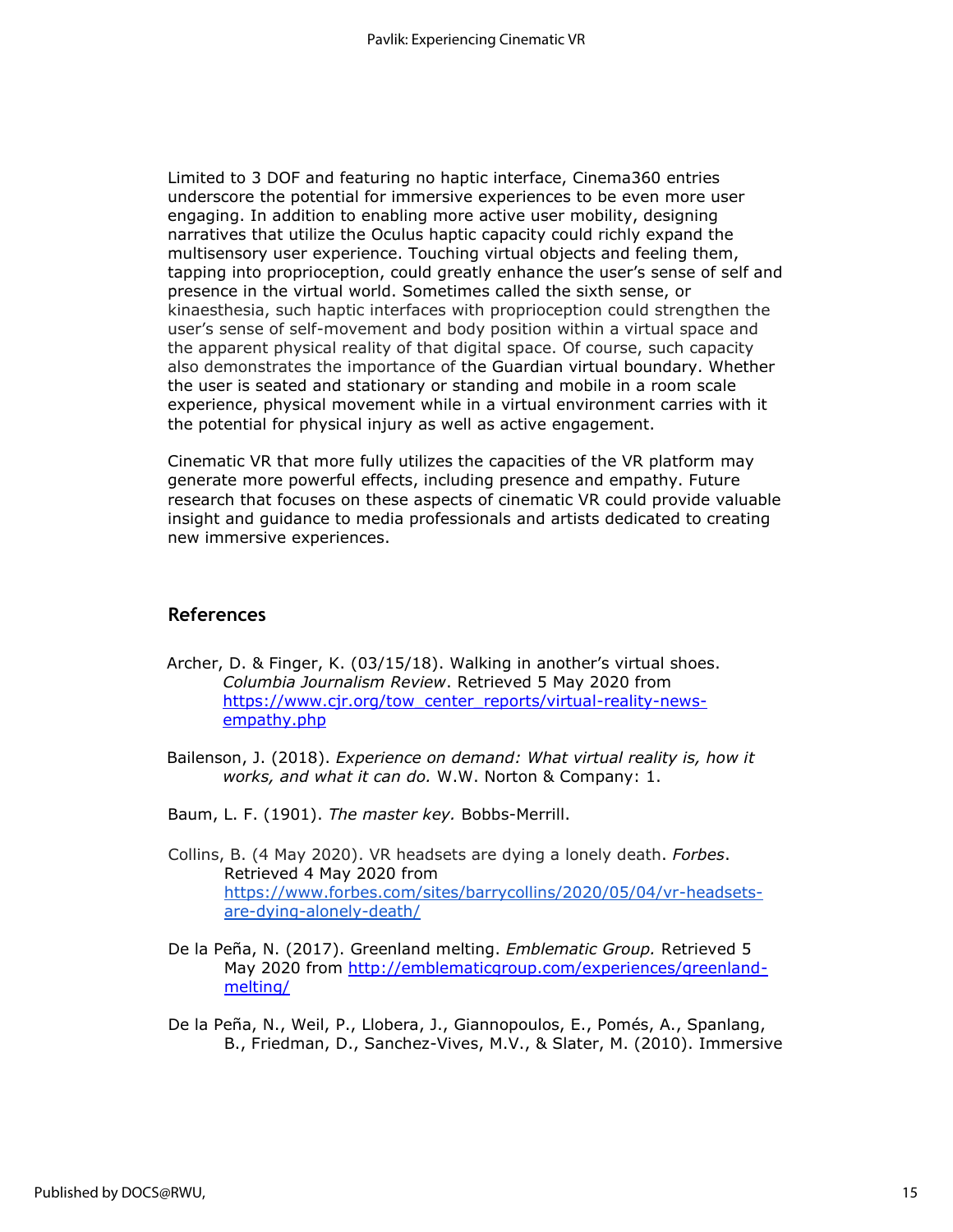Limited to 3 DOF and featuring no haptic interface, Cinema360 entries underscore the potential for immersive experiences to be even more user engaging. In addition to enabling more active user mobility, designing narratives that utilize the Oculus haptic capacity could richly expand the multisensory user experience. Touching virtual objects and feeling them, tapping into proprioception, could greatly enhance the user's sense of self and presence in the virtual world. Sometimes called the sixth sense, or kinaesthesia, such haptic interfaces with proprioception could strengthen the user's sense of self-movement and body position within a virtual space and the apparent physical reality of that digital space. Of course, such capacity also demonstrates the importance of the Guardian virtual boundary. Whether the user is seated and stationary or standing and mobile in a room scale experience, physical movement while in a virtual environment carries with it the potential for physical injury as well as active engagement.

Cinematic VR that more fully utilizes the capacities of the VR platform may generate more powerful effects, including presence and empathy. Future research that focuses on these aspects of cinematic VR could provide valuable insight and guidance to media professionals and artists dedicated to creating new immersive experiences.

## References

Archer, D. & Finger, K. (03/15/18). Walking in another's virtual shoes. *Columbia Journalism Review*. Retrieved 5 May 2020 from https://www.cjr.org/tow_center_reports/virtual-reality-news-empathy.php

Bailenson, J. (2018). *Experience on demand: What virtual reality is, how it works, and what it can do.* W.W. Norton & Company: 1.

Baum, L. F. (1901). *The master key.* Bobbs-Merrill.

Collins, B. (4 May 2020). VR headsets are dying a lonely death. *Forbes*. Retrieved 4 May 2020 from https://www.forbes.com/sites/barrycollins/2020/05/04/vr-headsets-are-dying-alonely-death/

De la Peña, N. (2017). Greenland melting. *Emblematic Group.* Retrieved 5 May 2020 from http://emblematicgroup.com/experiences/greenland-melting/

De la Peña, N., Weil, P., Llobera, J., Giannopoulos, E., Pomés, A., Spanlang, B., Friedman, D., Sanchez-Vives, M.V., & Slater, M. (2010). Immersive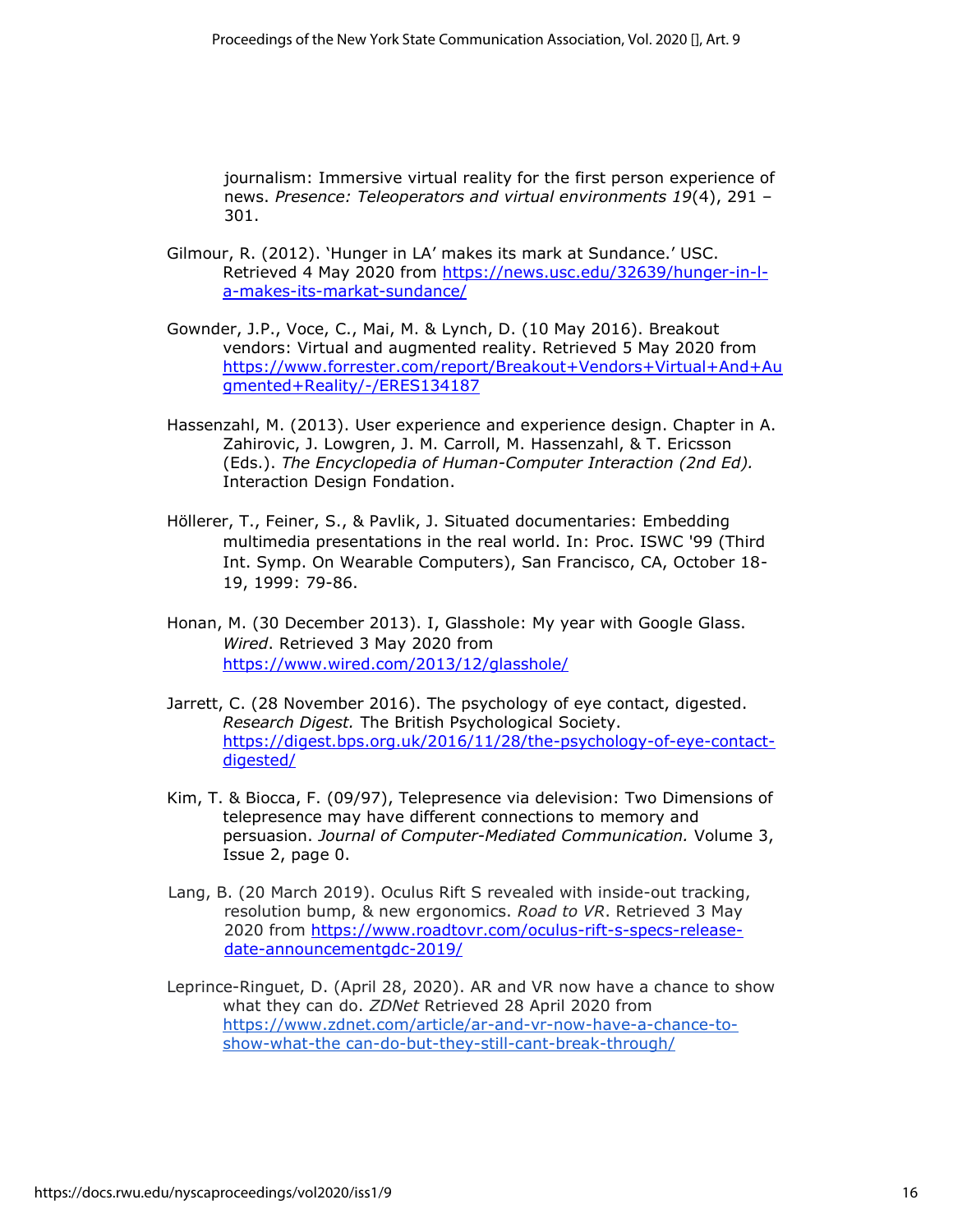journalism: Immersive virtual reality for the first person experience of news. *Presence: Teleoperators and virtual environments 19*(4), 291 – 301.

Gilmour, R. (2012). 'Hunger in LA' makes its mark at Sundance.' USC. Retrieved 4 May 2020 from https://news.usc.edu/32639/hunger-in-l-a-makes-its-markat-sundance/

Gownder, J.P., Voce, C., Mai, M. & Lynch, D. (10 May 2016). Breakout vendors: Virtual and augmented reality. Retrieved 5 May 2020 from https://www.forrester.com/report/Breakout+Vendors+Virtual+And+Augmented+Reality/-/ERES134187

Hassenzahl, M. (2013). User experience and experience design. Chapter in A. Zahirovic, J. Lowgren, J. M. Carroll, M. Hassenzahl, & T. Ericsson (Eds.). *The Encyclopedia of Human-Computer Interaction (2nd Ed).* Interaction Design Fondation.

Höllerer, T., Feiner, S., & Pavlik, J. Situated documentaries: Embedding multimedia presentations in the real world. In: Proc. ISWC '99 (Third Int. Symp. On Wearable Computers), San Francisco, CA, October 18-19, 1999: 79-86.

Honan, M. (30 December 2013). I, Glasshole: My year with Google Glass. *Wired*. Retrieved 3 May 2020 from https://www.wired.com/2013/12/glasshole/

Jarrett, C. (28 November 2016). The psychology of eye contact, digested. *Research Digest.* The British Psychological Society. https://digest.bps.org.uk/2016/11/28/the-psychology-of-eye-contact-digested/

Kim, T. & Biocca, F. (09/97), Telepresence via delevision: Two Dimensions of telepresence may have different connections to memory and persuasion. *Journal of Computer-Mediated Communication.* Volume 3, Issue 2, page 0.

Lang, B. (20 March 2019). Oculus Rift S revealed with inside-out tracking, resolution bump, & new ergonomics. *Road to VR*. Retrieved 3 May 2020 from https://www.roadtovr.com/oculus-rift-s-specs-release-date-announcementgdc-2019/

Leprince-Ringuet, D. (April 28, 2020). AR and VR now have a chance to show what they can do. *ZDNet* Retrieved 28 April 2020 from https://www.zdnet.com/article/ar-and-vr-now-have-a-chance-to-show-what-the can-do-but-they-still-cant-break-through/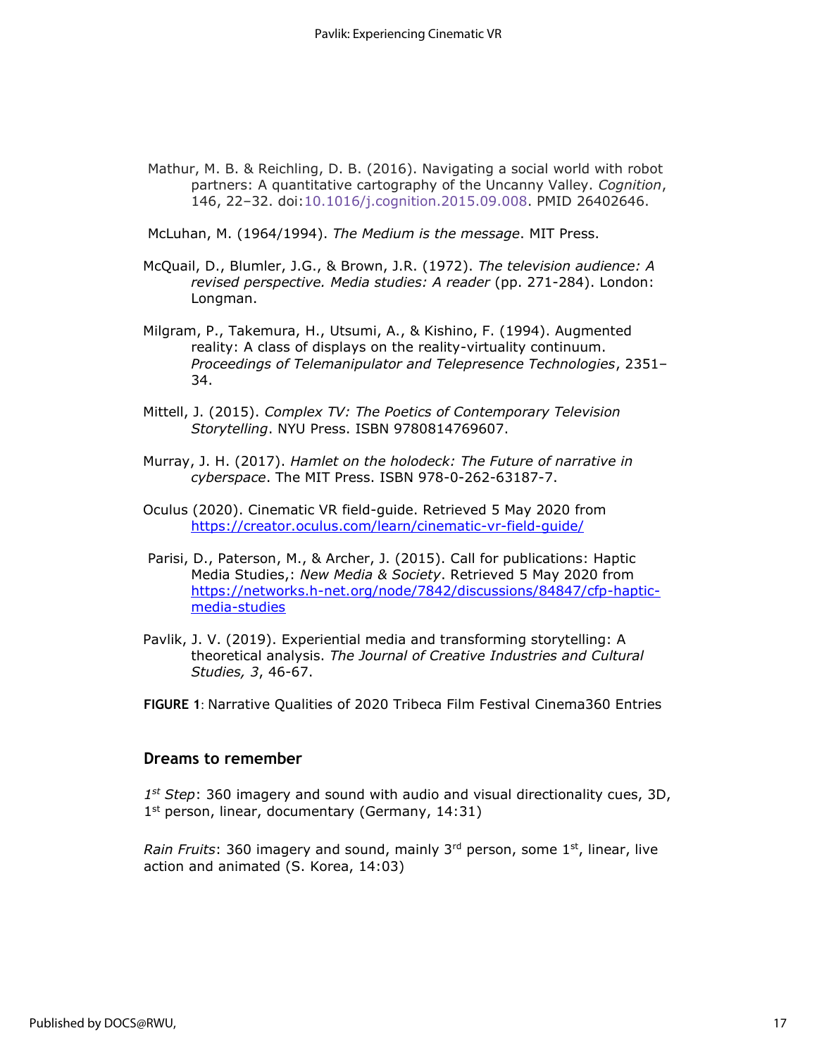Mathur, M. B. & Reichling, D. B. (2016). Navigating a social world with robot partners: A quantitative cartography of the Uncanny Valley. *Cognition*, 146, 22–32. doi:10.1016/j.cognition.2015.09.008. PMID 26402646.

McLuhan, M. (1964/1994). *The Medium is the message*. MIT Press.

McQuail, D., Blumler, J.G., & Brown, J.R. (1972). *The television audience: A revised perspective. Media studies: A reader* (pp. 271-284). London: Longman.

Milgram, P., Takemura, H., Utsumi, A., & Kishino, F. (1994). Augmented reality: A class of displays on the reality-virtuality continuum. *Proceedings of Telemanipulator and Telepresence Technologies*, 2351–34.

Mittell, J. (2015). *Complex TV: The Poetics of Contemporary Television Storytelling*. NYU Press. ISBN 9780814769607.

Murray, J. H. (2017). *Hamlet on the holodeck: The Future of narrative in cyberspace*. The MIT Press. ISBN 978-0-262-63187-7.

Oculus (2020). Cinematic VR field-guide. Retrieved 5 May 2020 from https://creator.oculus.com/learn/cinematic-vr-field-guide/

Parisi, D., Paterson, M., & Archer, J. (2015). Call for publications: Haptic Media Studies,: *New Media & Society*. Retrieved 5 May 2020 from https://networks.h-net.org/node/7842/discussions/84847/cfp-haptic-media-studies

Pavlik, J. V. (2019). Experiential media and transforming storytelling: A theoretical analysis. *The Journal of Creative Industries and Cultural Studies, 3*, 46-67.

**FIGURE 1**: Narrative Qualities of 2020 Tribeca Film Festival Cinema360 Entries

## Dreams to remember

*1st Step*: 360 imagery and sound with audio and visual directionality cues, 3D, 1st person, linear, documentary (Germany, 14:31)

*Rain Fruits*: 360 imagery and sound, mainly 3rd person, some 1st, linear, live action and animated (S. Korea, 14:03)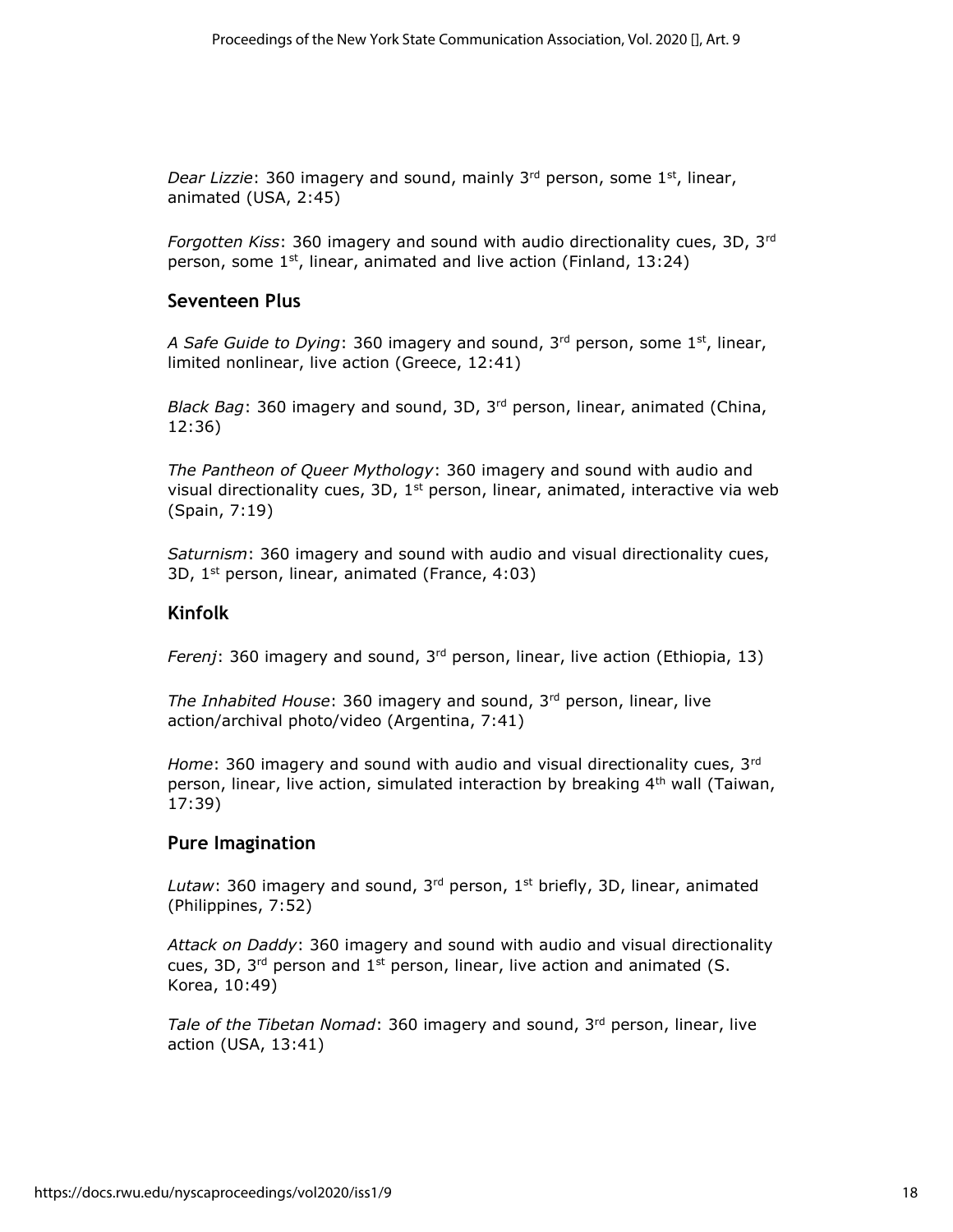*Dear Lizzie*: 360 imagery and sound, mainly 3rd person, some 1st, linear, animated (USA, 2:45)

*Forgotten Kiss*: 360 imagery and sound with audio directionality cues, 3D, 3rd person, some 1st, linear, animated and live action (Finland, 13:24)

### Seventeen Plus

*A Safe Guide to Dying*: 360 imagery and sound, 3rd person, some 1st, linear, limited nonlinear, live action (Greece, 12:41)

*Black Bag*: 360 imagery and sound, 3D, 3rd person, linear, animated (China, 12:36)

*The Pantheon of Queer Mythology*: 360 imagery and sound with audio and visual directionality cues, 3D, 1st person, linear, animated, interactive via web (Spain, 7:19)

*Saturnism*: 360 imagery and sound with audio and visual directionality cues, 3D, 1st person, linear, animated (France, 4:03)

### Kinfolk

*Ferenj*: 360 imagery and sound, 3rd person, linear, live action (Ethiopia, 13)

*The Inhabited House*: 360 imagery and sound, 3rd person, linear, live action/archival photo/video (Argentina, 7:41)

*Home*: 360 imagery and sound with audio and visual directionality cues, 3rd person, linear, live action, simulated interaction by breaking 4th wall (Taiwan, 17:39)

### Pure Imagination

*Lutaw*: 360 imagery and sound, 3rd person, 1st briefly, 3D, linear, animated (Philippines, 7:52)

*Attack on Daddy*: 360 imagery and sound with audio and visual directionality cues, 3D, 3rd person and 1st person, linear, live action and animated (S. Korea, 10:49)

*Tale of the Tibetan Nomad*: 360 imagery and sound, 3rd person, linear, live action (USA, 13:41)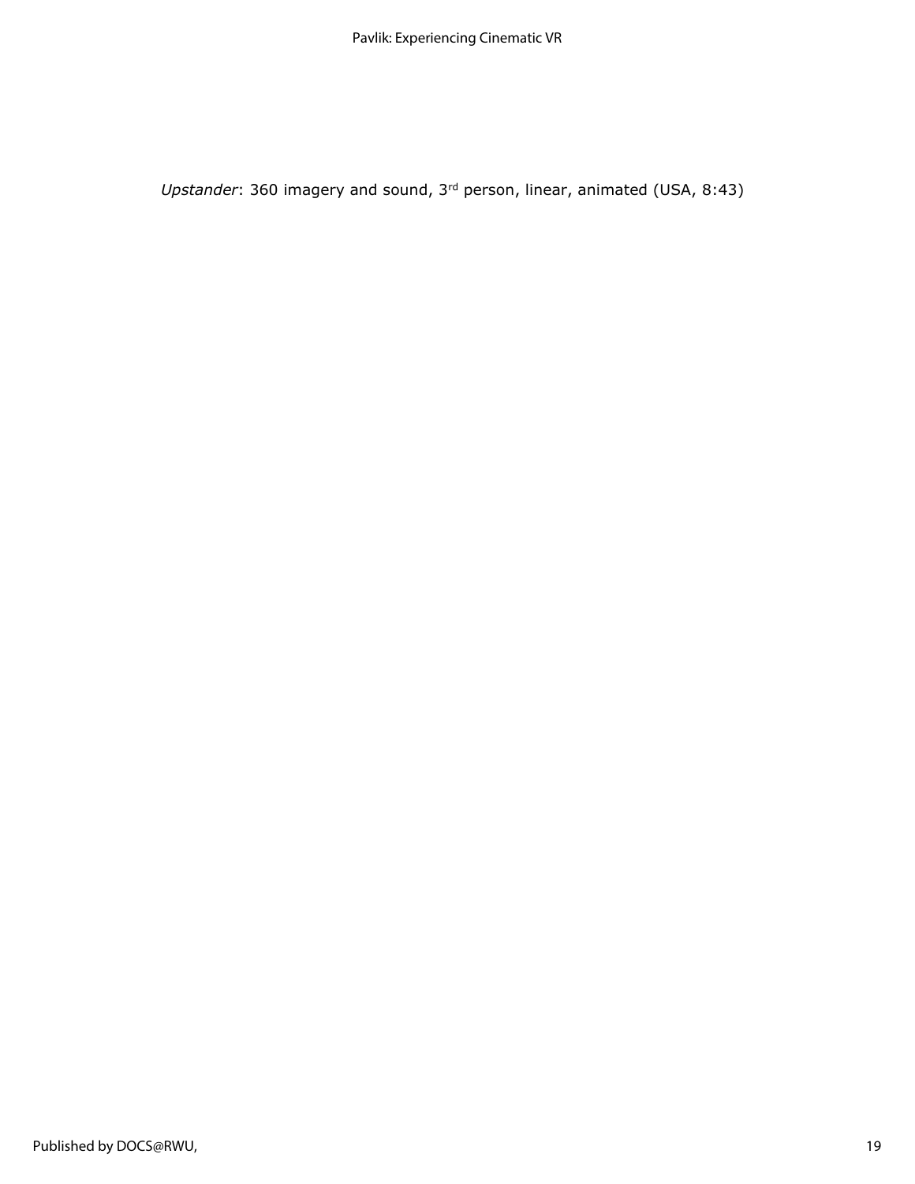*Upstander*: 360 imagery and sound, 3rd person, linear, animated (USA, 8:43)